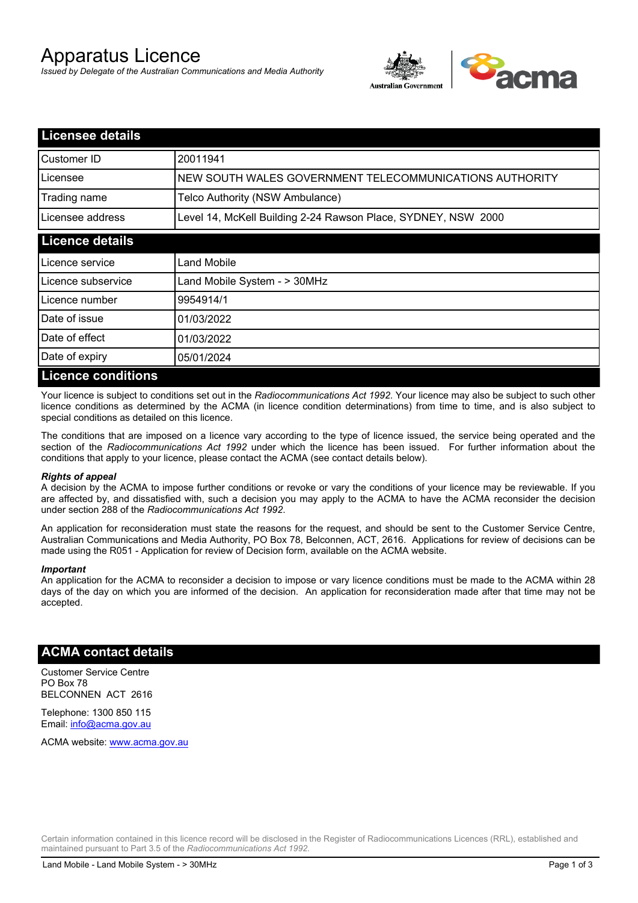# Apparatus Licence

*Issued by Delegate of the Australian Communications and Media Authority*

## Licensee details

| | |
|---|---|
| Customer ID | 20011941 |
| Licensee | NEW SOUTH WALES GOVERNMENT TELECOMMUNICATIONS AUTHORITY |
| Trading name | Telco Authority (NSW Ambulance) |
| Licensee address | Level 14, McKell Building 2-24 Rawson Place, SYDNEY, NSW 2000 |

## Licence details

| | |
|---|---|
| Licence service | Land Mobile |
| Licence subservice | Land Mobile System - > 30MHz |
| Licence number | 9954914/1 |
| Date of issue | 01/03/2022 |
| Date of effect | 01/03/2022 |
| Date of expiry | 05/01/2024 |

## Licence conditions

Your licence is subject to conditions set out in the *Radiocommunications Act 1992*. Your licence may also be subject to such other licence conditions as determined by the ACMA (in licence condition determinations) from time to time, and is also subject to special conditions as detailed on this licence.

The conditions that are imposed on a licence vary according to the type of licence issued, the service being operated and the section of the *Radiocommunications Act 1992* under which the licence has been issued. For further information about the conditions that apply to your licence, please contact the ACMA (see contact details below).

***Rights of appeal***

A decision by the ACMA to impose further conditions or revoke or vary the conditions of your licence may be reviewable. If you are affected by, and dissatisfied with, such a decision you may apply to the ACMA to have the ACMA reconsider the decision under section 288 of the *Radiocommunications Act 1992*.

An application for reconsideration must state the reasons for the request, and should be sent to the Customer Service Centre, Australian Communications and Media Authority, PO Box 78, Belconnen, ACT, 2616. Applications for review of decisions can be made using the R051 - Application for review of Decision form, available on the ACMA website.

***Important***

An application for the ACMA to reconsider a decision to impose or vary licence conditions must be made to the ACMA within 28 days of the day on which you are informed of the decision. An application for reconsideration made after that time may not be accepted.

## ACMA contact details

Customer Service Centre
PO Box 78
BELCONNEN ACT 2616

Telephone: 1300 850 115
Email: info@acma.gov.au

ACMA website: www.acma.gov.au

Certain information contained in this licence record will be disclosed in the Register of Radiocommunications Licences (RRL), established and maintained pursuant to Part 3.5 of the *Radiocommunications Act 1992.*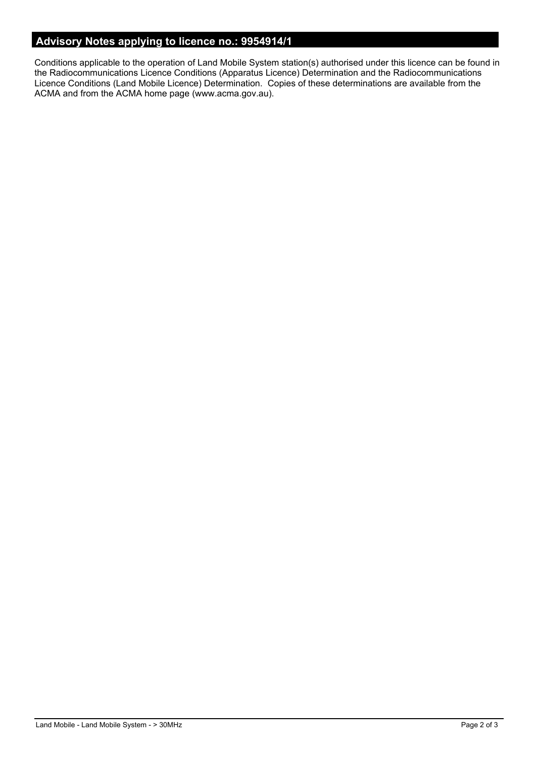## Advisory Notes applying to licence no.: 9954914/1

Conditions applicable to the operation of Land Mobile System station(s) authorised under this licence can be found in the Radiocommunications Licence Conditions (Apparatus Licence) Determination and the Radiocommunications Licence Conditions (Land Mobile Licence) Determination. Copies of these determinations are available from the ACMA and from the ACMA home page (www.acma.gov.au).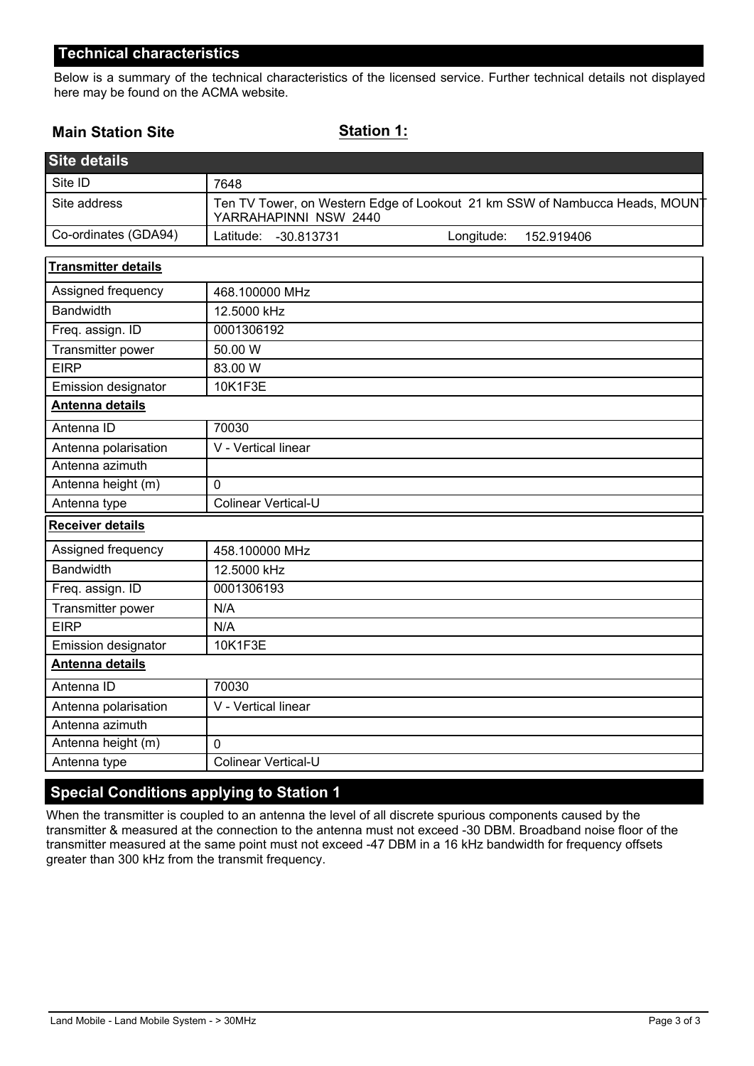## Technical characteristics

Below is a summary of the technical characteristics of the licensed service. Further technical details not displayed here may be found on the ACMA website.

**Main Station Site** **Station 1:**

### Site details

| | |
|---|---|
| Site ID | 7648 |
| Site address | Ten TV Tower, on Western Edge of Lookout 21 km SSW of Nambucca Heads, MOUNT YARRAHAPINNI NSW 2440 |
| Co-ordinates (GDA94) | Latitude: -30.813731 Longitude: 152.919406 |

| **Transmitter details** | |
|---|---|
| Assigned frequency | 468.100000 MHz |
| Bandwidth | 12.5000 kHz |
| Freq. assign. ID | 0001306192 |
| Transmitter power | 50.00 W |
| EIRP | 83.00 W |
| Emission designator | 10K1F3E |
| **Antenna details** | |
| Antenna ID | 70030 |
| Antenna polarisation | V - Vertical linear |
| Antenna azimuth | |
| Antenna height (m) | 0 |
| Antenna type | Colinear Vertical-U |

| **Receiver details** | |
|---|---|
| Assigned frequency | 458.100000 MHz |
| Bandwidth | 12.5000 kHz |
| Freq. assign. ID | 0001306193 |
| Transmitter power | N/A |
| EIRP | N/A |
| Emission designator | 10K1F3E |
| **Antenna details** | |
| Antenna ID | 70030 |
| Antenna polarisation | V - Vertical linear |
| Antenna azimuth | |
| Antenna height (m) | 0 |
| Antenna type | Colinear Vertical-U |

## Special Conditions applying to Station 1

When the transmitter is coupled to an antenna the level of all discrete spurious components caused by the transmitter & measured at the connection to the antenna must not exceed -30 DBM. Broadband noise floor of the transmitter measured at the same point must not exceed -47 DBM in a 16 kHz bandwidth for frequency offsets greater than 300 kHz from the transmit frequency.